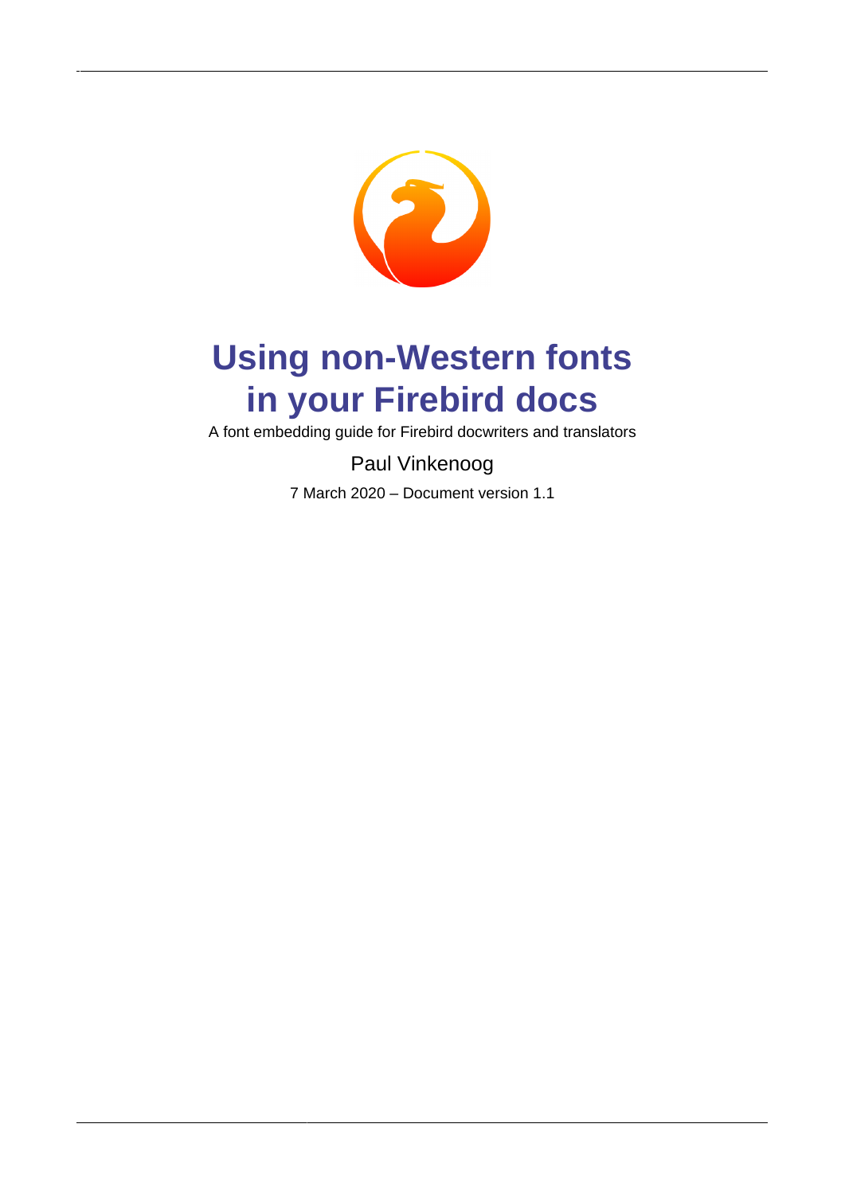# Using non-Western fonts in your Firebird docs

A font embedding guide for Firebird docwriters and translators

Paul Vinkenoog

7 March 2020 – Document version 1.1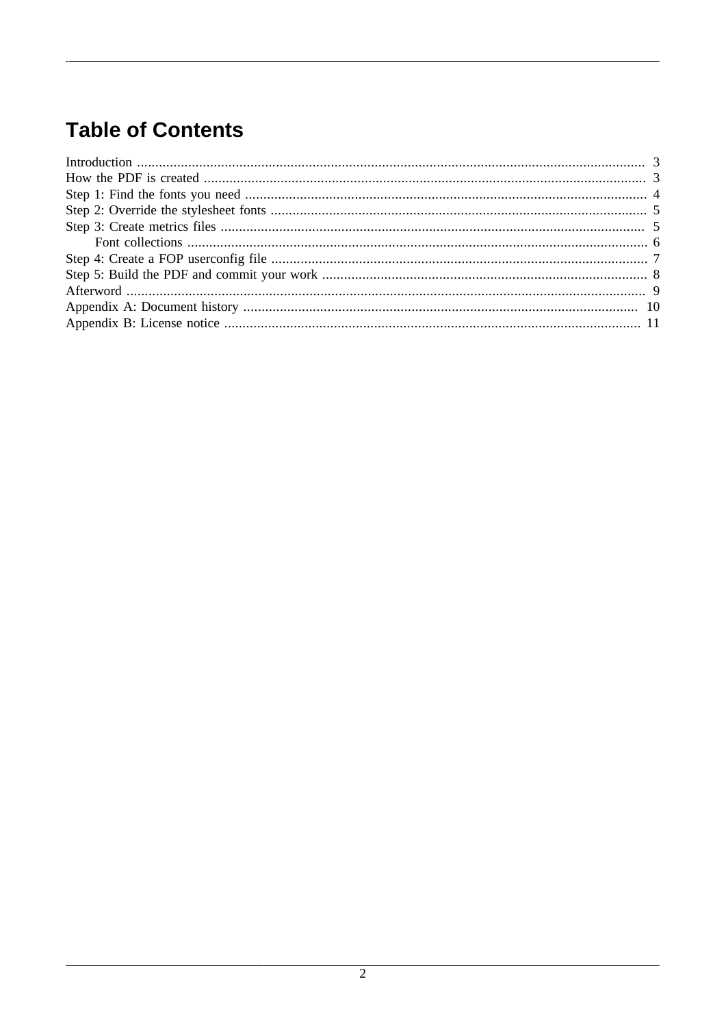# Table of Contents

- Introduction ........ 3
- How the PDF is created ........ 3
- Step 1: Find the fonts you need ........ 4
- Step 2: Override the stylesheet fonts ........ 5
- Step 3: Create metrics files ........ 5
    - Font collections ........ 6
- Step 4: Create a FOP userconfig file ........ 7
- Step 5: Build the PDF and commit your work ........ 8
- Afterword ........ 9
- Appendix A: Document history ........ 10
- Appendix B: License notice ........ 11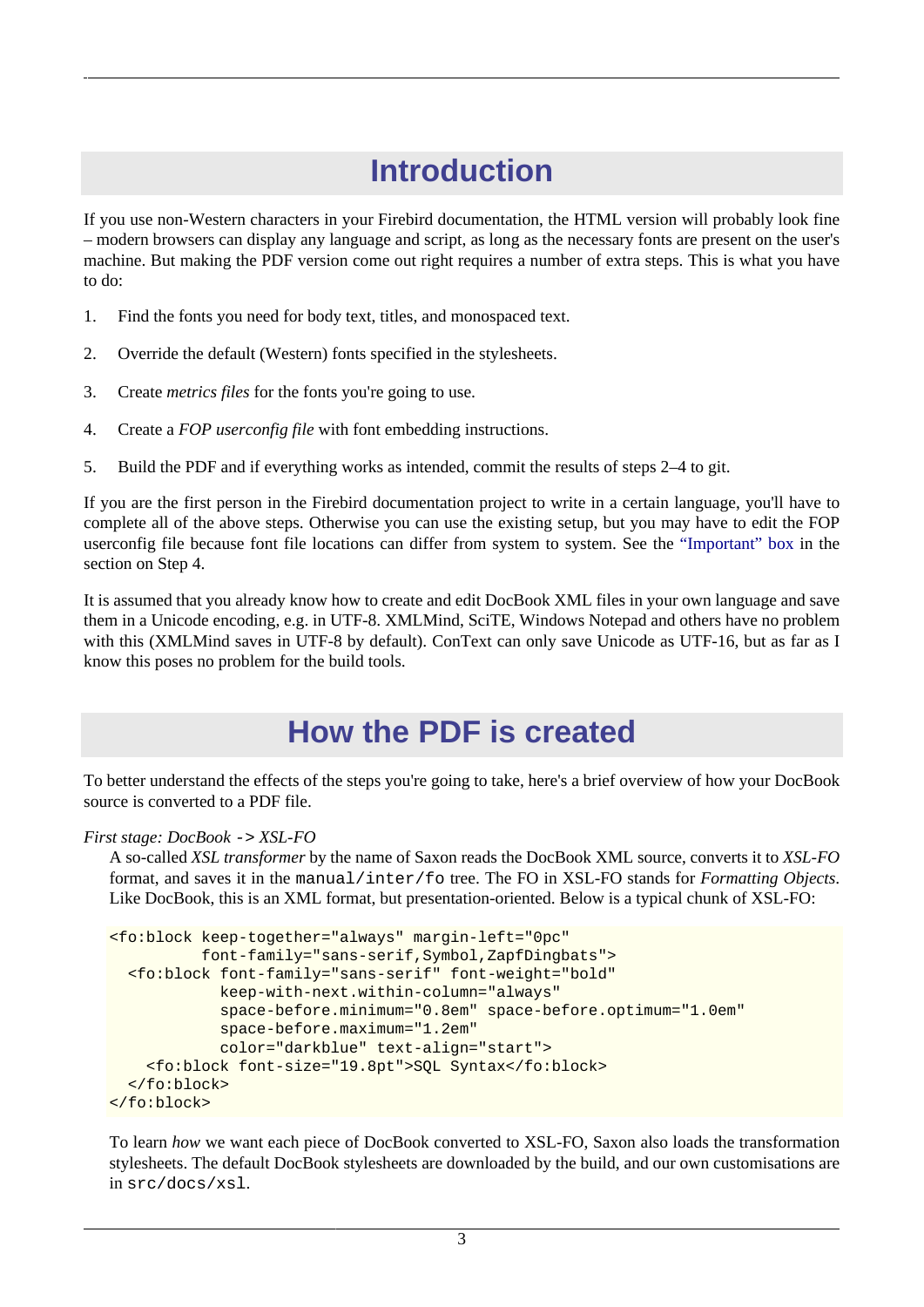# Introduction

If you use non-Western characters in your Firebird documentation, the HTML version will probably look fine – modern browsers can display any language and script, as long as the necessary fonts are present on the user's machine. But making the PDF version come out right requires a number of extra steps. This is what you have to do:

1. Find the fonts you need for body text, titles, and monospaced text.
2. Override the default (Western) fonts specified in the stylesheets.
3. Create *metrics files* for the fonts you're going to use.
4. Create a *FOP userconfig file* with font embedding instructions.
5. Build the PDF and if everything works as intended, commit the results of steps 2–4 to git.

If you are the first person in the Firebird documentation project to write in a certain language, you'll have to complete all of the above steps. Otherwise you can use the existing setup, but you may have to edit the FOP userconfig file because font file locations can differ from system to system. See the "Important" box in the section on Step 4.

It is assumed that you already know how to create and edit DocBook XML files in your own language and save them in a Unicode encoding, e.g. in UTF-8. XMLMind, SciTE, Windows Notepad and others have no problem with this (XMLMind saves in UTF-8 by default). ConText can only save Unicode as UTF-16, but as far as I know this poses no problem for the build tools.

# How the PDF is created

To better understand the effects of the steps you're going to take, here's a brief overview of how your DocBook source is converted to a PDF file.

*First stage: DocBook -> XSL-FO*

A so-called *XSL transformer* by the name of Saxon reads the DocBook XML source, converts it to *XSL-FO* format, and saves it in the `manual/inter/fo` tree. The FO in XSL-FO stands for *Formatting Objects*. Like DocBook, this is an XML format, but presentation-oriented. Below is a typical chunk of XSL-FO:

```
<fo:block keep-together="always" margin-left="0pc"
          font-family="sans-serif,Symbol,ZapfDingbats">
  <fo:block font-family="sans-serif" font-weight="bold"
            keep-with-next.within-column="always"
            space-before.minimum="0.8em" space-before.optimum="1.0em"
            space-before.maximum="1.2em"
            color="darkblue" text-align="start">
    <fo:block font-size="19.8pt">SQL Syntax</fo:block>
  </fo:block>
</fo:block>
```

To learn *how* we want each piece of DocBook converted to XSL-FO, Saxon also loads the transformation stylesheets. The default DocBook stylesheets are downloaded by the build, and our own customisations are in `src/docs/xsl`.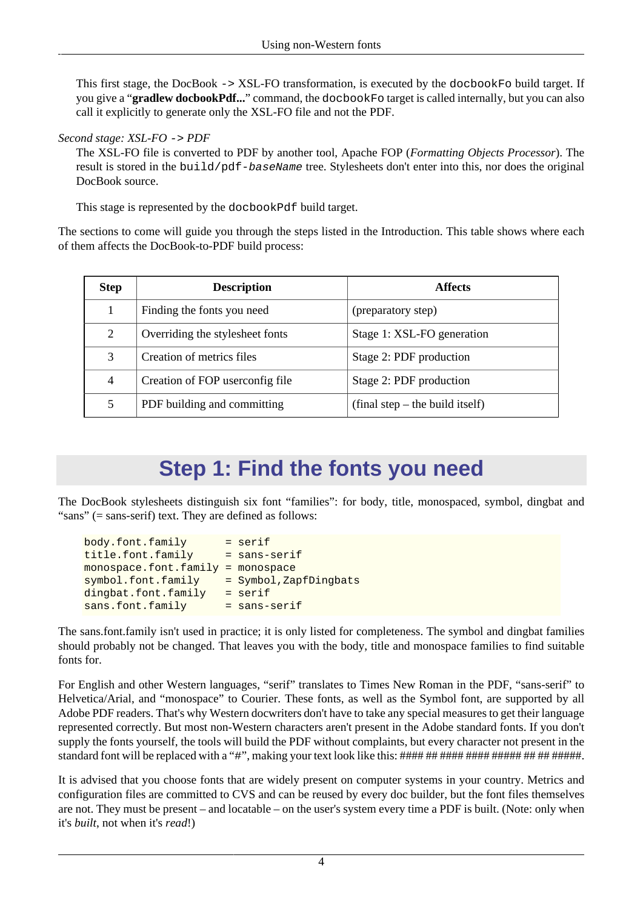This first stage, the DocBook `->` XSL-FO transformation, is executed by the `docbookFo` build target. If you give a "**gradlew docbookPdf...**" command, the `docbookFo` target is called internally, but you can also call it explicitly to generate only the XSL-FO file and not the PDF.

*Second stage: XSL-FO* `->` *PDF*

The XSL-FO file is converted to PDF by another tool, Apache FOP (*Formatting Objects Processor*). The result is stored in the `build/pdf-`*`baseName`* tree. Stylesheets don't enter into this, nor does the original DocBook source.

This stage is represented by the `docbookPdf` build target.

The sections to come will guide you through the steps listed in the Introduction. This table shows where each of them affects the DocBook-to-PDF build process:

| Step | Description | Affects |
|---|---|---|
| 1 | Finding the fonts you need | (preparatory step) |
| 2 | Overriding the stylesheet fonts | Stage 1: XSL-FO generation |
| 3 | Creation of metrics files | Stage 2: PDF production |
| 4 | Creation of FOP userconfig file | Stage 2: PDF production |
| 5 | PDF building and committing | (final step – the build itself) |

# Step 1: Find the fonts you need

The DocBook stylesheets distinguish six font "families": for body, title, monospaced, symbol, dingbat and "sans" (= sans-serif) text. They are defined as follows:

```
body.font.family      = serif
title.font.family     = sans-serif
monospace.font.family = monospace
symbol.font.family    = Symbol,ZapfDingbats
dingbat.font.family   = serif
sans.font.family      = sans-serif
```

The sans.font.family isn't used in practice; it is only listed for completeness. The symbol and dingbat families should probably not be changed. That leaves you with the body, title and monospace families to find suitable fonts for.

For English and other Western languages, "serif" translates to Times New Roman in the PDF, "sans-serif" to Helvetica/Arial, and "monospace" to Courier. These fonts, as well as the Symbol font, are supported by all Adobe PDF readers. That's why Western docwriters don't have to take any special measures to get their language represented correctly. But most non-Western characters aren't present in the Adobe standard fonts. If you don't supply the fonts yourself, the tools will build the PDF without complaints, but every character not present in the standard font will be replaced with a "#", making your text look like this: #### ## #### #### ##### ## ## #####.

It is advised that you choose fonts that are widely present on computer systems in your country. Metrics and configuration files are committed to CVS and can be reused by every doc builder, but the font files themselves are not. They must be present – and locatable – on the user's system every time a PDF is built. (Note: only when it's *built*, not when it's *read*!)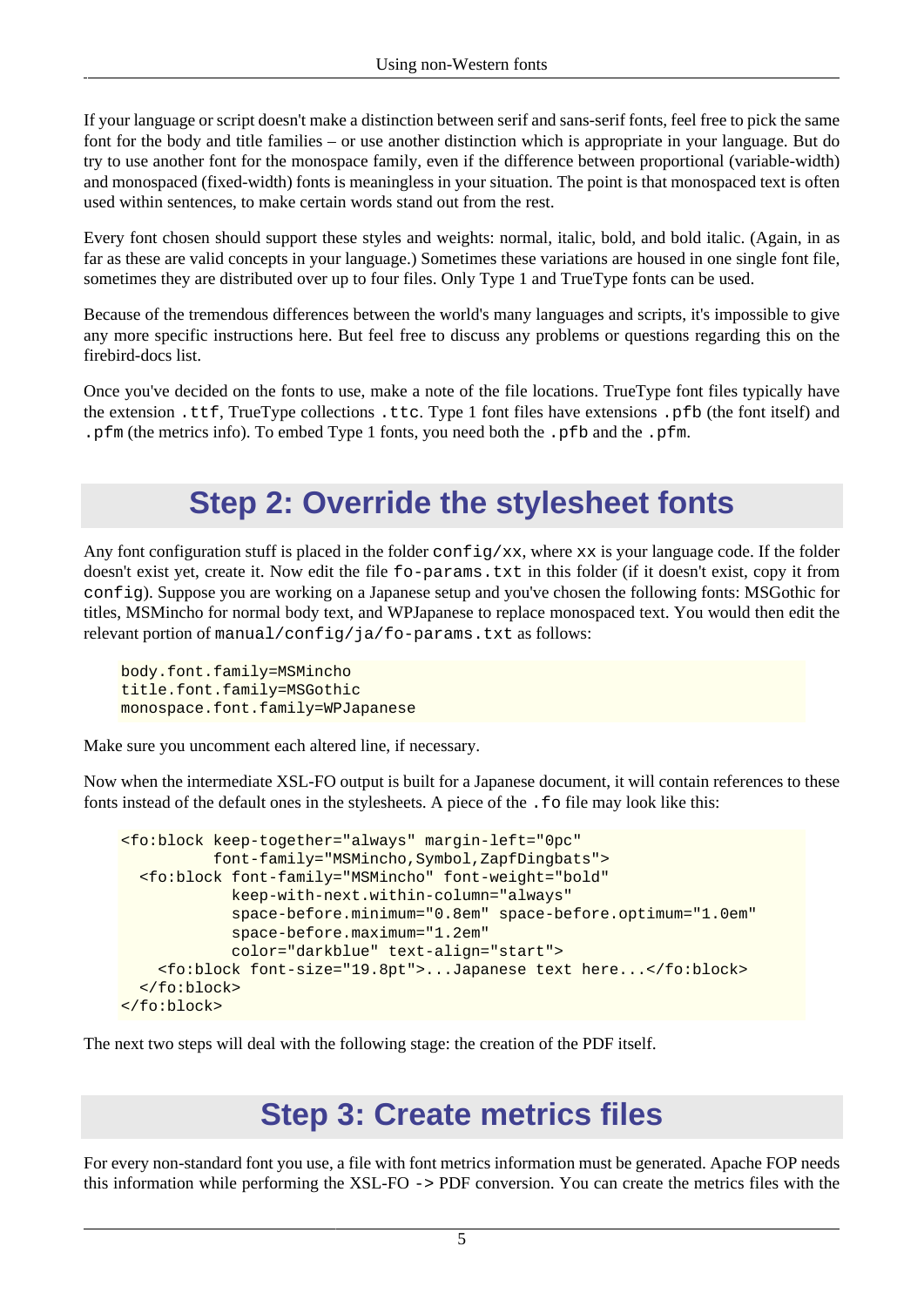If your language or script doesn't make a distinction between serif and sans-serif fonts, feel free to pick the same font for the body and title families – or use another distinction which is appropriate in your language. But do try to use another font for the monospace family, even if the difference between proportional (variable-width) and monospaced (fixed-width) fonts is meaningless in your situation. The point is that monospaced text is often used within sentences, to make certain words stand out from the rest.

Every font chosen should support these styles and weights: normal, italic, bold, and bold italic. (Again, in as far as these are valid concepts in your language.) Sometimes these variations are housed in one single font file, sometimes they are distributed over up to four files. Only Type 1 and TrueType fonts can be used.

Because of the tremendous differences between the world's many languages and scripts, it's impossible to give any more specific instructions here. But feel free to discuss any problems or questions regarding this on the firebird-docs list.

Once you've decided on the fonts to use, make a note of the file locations. TrueType font files typically have the extension `.ttf`, TrueType collections `.ttc`. Type 1 font files have extensions `.pfb` (the font itself) and `.pfm` (the metrics info). To embed Type 1 fonts, you need both the `.pfb` and the `.pfm`.

## Step 2: Override the stylesheet fonts

Any font configuration stuff is placed in the folder `config/xx`, where `xx` is your language code. If the folder doesn't exist yet, create it. Now edit the file `fo-params.txt` in this folder (if it doesn't exist, copy it from `config`). Suppose you are working on a Japanese setup and you've chosen the following fonts: MSGothic for titles, MSMincho for normal body text, and WPJapanese to replace monospaced text. You would then edit the relevant portion of `manual/config/ja/fo-params.txt` as follows:

```
body.font.family=MSMincho
title.font.family=MSGothic
monospace.font.family=WPJapanese
```

Make sure you uncomment each altered line, if necessary.

Now when the intermediate XSL-FO output is built for a Japanese document, it will contain references to these fonts instead of the default ones in the stylesheets. A piece of the `.fo` file may look like this:

```
<fo:block keep-together="always" margin-left="0pc"
          font-family="MSMincho,Symbol,ZapfDingbats">
  <fo:block font-family="MSMincho" font-weight="bold"
            keep-with-next.within-column="always"
            space-before.minimum="0.8em" space-before.optimum="1.0em"
            space-before.maximum="1.2em"
            color="darkblue" text-align="start">
    <fo:block font-size="19.8pt">...Japanese text here...</fo:block>
  </fo:block>
</fo:block>
```

The next two steps will deal with the following stage: the creation of the PDF itself.

## Step 3: Create metrics files

For every non-standard font you use, a file with font metrics information must be generated. Apache FOP needs this information while performing the XSL-FO -> PDF conversion. You can create the metrics files with the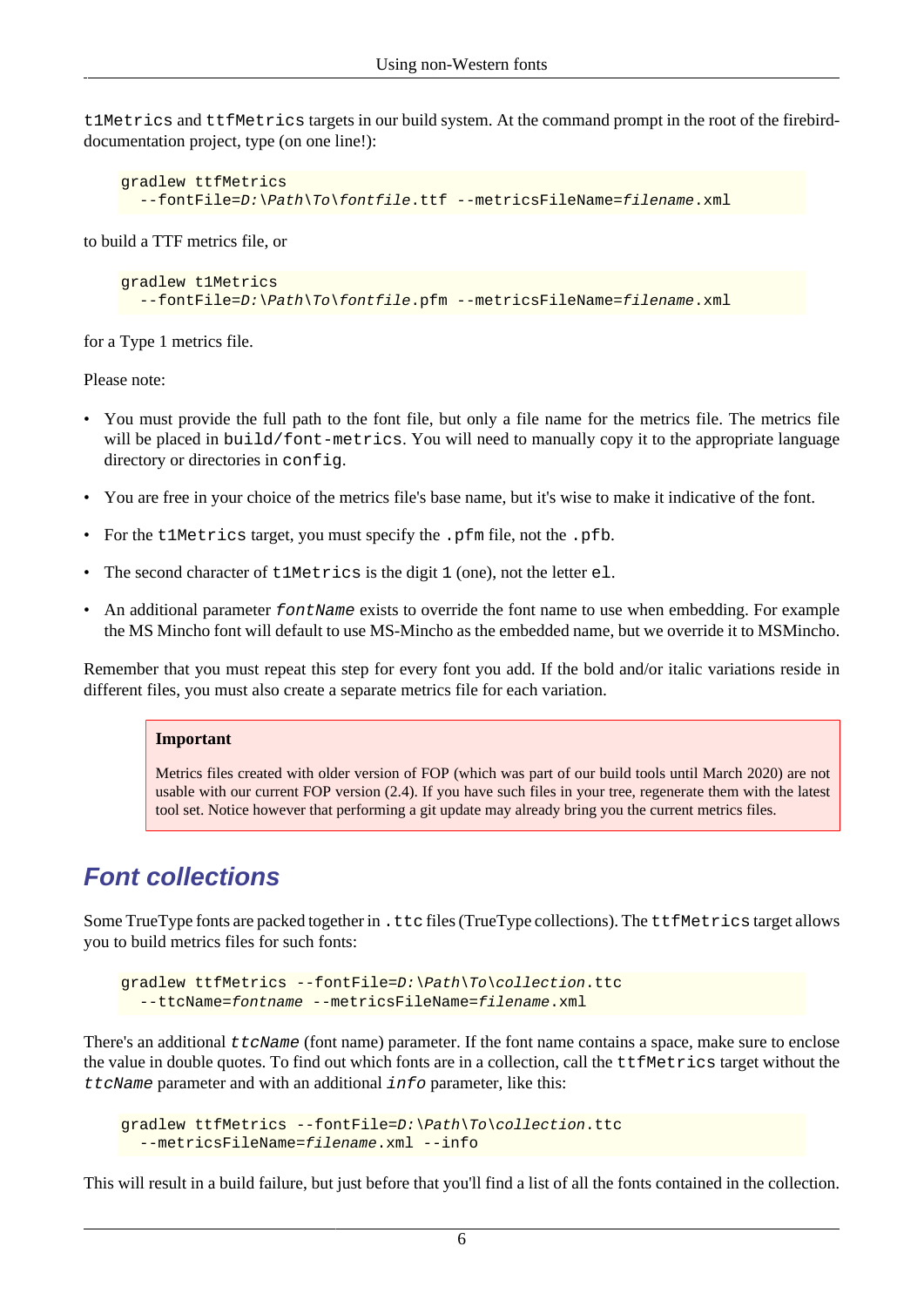`t1Metrics` and `ttfMetrics` targets in our build system. At the command prompt in the root of the firebird-documentation project, type (on one line!):

```
gradlew ttfMetrics
  --fontFile=D:\Path\To\fontfile.ttf --metricsFileName=filename.xml
```

to build a TTF metrics file, or

```
gradlew t1Metrics
  --fontFile=D:\Path\To\fontfile.pfm --metricsFileName=filename.xml
```

for a Type 1 metrics file.

Please note:

- You must provide the full path to the font file, but only a file name for the metrics file. The metrics file will be placed in `build/font-metrics`. You will need to manually copy it to the appropriate language directory or directories in `config`.
- You are free in your choice of the metrics file's base name, but it's wise to make it indicative of the font.
- For the `t1Metrics` target, you must specify the `.pfm` file, not the `.pfb`.
- The second character of `t1Metrics` is the digit `1` (one), not the letter `el`.
- An additional parameter *`fontName`* exists to override the font name to use when embedding. For example the MS Mincho font will default to use MS-Mincho as the embedded name, but we override it to MSMincho.

Remember that you must repeat this step for every font you add. If the bold and/or italic variations reside in different files, you must also create a separate metrics file for each variation.

> **Important**
>
> Metrics files created with older version of FOP (which was part of our build tools until March 2020) are not usable with our current FOP version (2.4). If you have such files in your tree, regenerate them with the latest tool set. Notice however that performing a git update may already bring you the current metrics files.

## Font collections

Some TrueType fonts are packed together in `.ttc` files (TrueType collections). The `ttfMetrics` target allows you to build metrics files for such fonts:

```
gradlew ttfMetrics --fontFile=D:\Path\To\collection.ttc
  --ttcName=fontname --metricsFileName=filename.xml
```

There's an additional *`ttcName`* (font name) parameter. If the font name contains a space, make sure to enclose the value in double quotes. To find out which fonts are in a collection, call the `ttfMetrics` target without the *`ttcName`* parameter and with an additional *`info`* parameter, like this:

```
gradlew ttfMetrics --fontFile=D:\Path\To\collection.ttc
  --metricsFileName=filename.xml --info
```

This will result in a build failure, but just before that you'll find a list of all the fonts contained in the collection.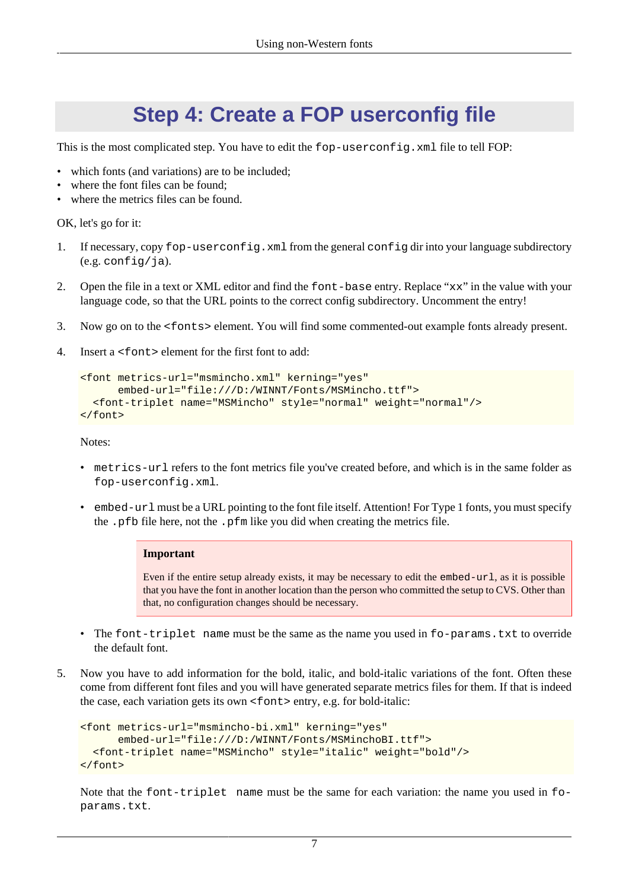# Step 4: Create a FOP userconfig file

This is the most complicated step. You have to edit the `fop-userconfig.xml` file to tell FOP:

- which fonts (and variations) are to be included;
- where the font files can be found;
- where the metrics files can be found.

OK, let's go for it:

1. If necessary, copy `fop-userconfig.xml` from the general `config` dir into your language subdirectory (e.g. `config/ja`).

2. Open the file in a text or XML editor and find the `font-base` entry. Replace "`xx`" in the value with your language code, so that the URL points to the correct config subdirectory. Uncomment the entry!

3. Now go on to the `<fonts>` element. You will find some commented-out example fonts already present.

4. Insert a `<font>` element for the first font to add:

   ```
   <font metrics-url="msmincho.xml" kerning="yes"
         embed-url="file:///D:/WINNT/Fonts/MSMincho.ttf">
     <font-triplet name="MSMincho" style="normal" weight="normal"/>
   </font>
   ```

   Notes:

   - `metrics-url` refers to the font metrics file you've created before, and which is in the same folder as `fop-userconfig.xml`.

   - `embed-url` must be a URL pointing to the font file itself. Attention! For Type 1 fonts, you must specify the `.pfb` file here, not the `.pfm` like you did when creating the metrics file.

     > **Important**
     >
     > Even if the entire setup already exists, it may be necessary to edit the `embed-url`, as it is possible that you have the font in another location than the person who committed the setup to CVS. Other than that, no configuration changes should be necessary.

   - The `font-triplet name` must be the same as the name you used in `fo-params.txt` to override the default font.

5. Now you have to add information for the bold, italic, and bold-italic variations of the font. Often these come from different font files and you will have generated separate metrics files for them. If that is indeed the case, each variation gets its own `<font>` entry, e.g. for bold-italic:

   ```
   <font metrics-url="msmincho-bi.xml" kerning="yes"
         embed-url="file:///D:/WINNT/Fonts/MSMinchoBI.ttf">
     <font-triplet name="MSMincho" style="italic" weight="bold"/>
   </font>
   ```

   Note that the `font-triplet name` must be the same for each variation: the name you used in `fo-params.txt`.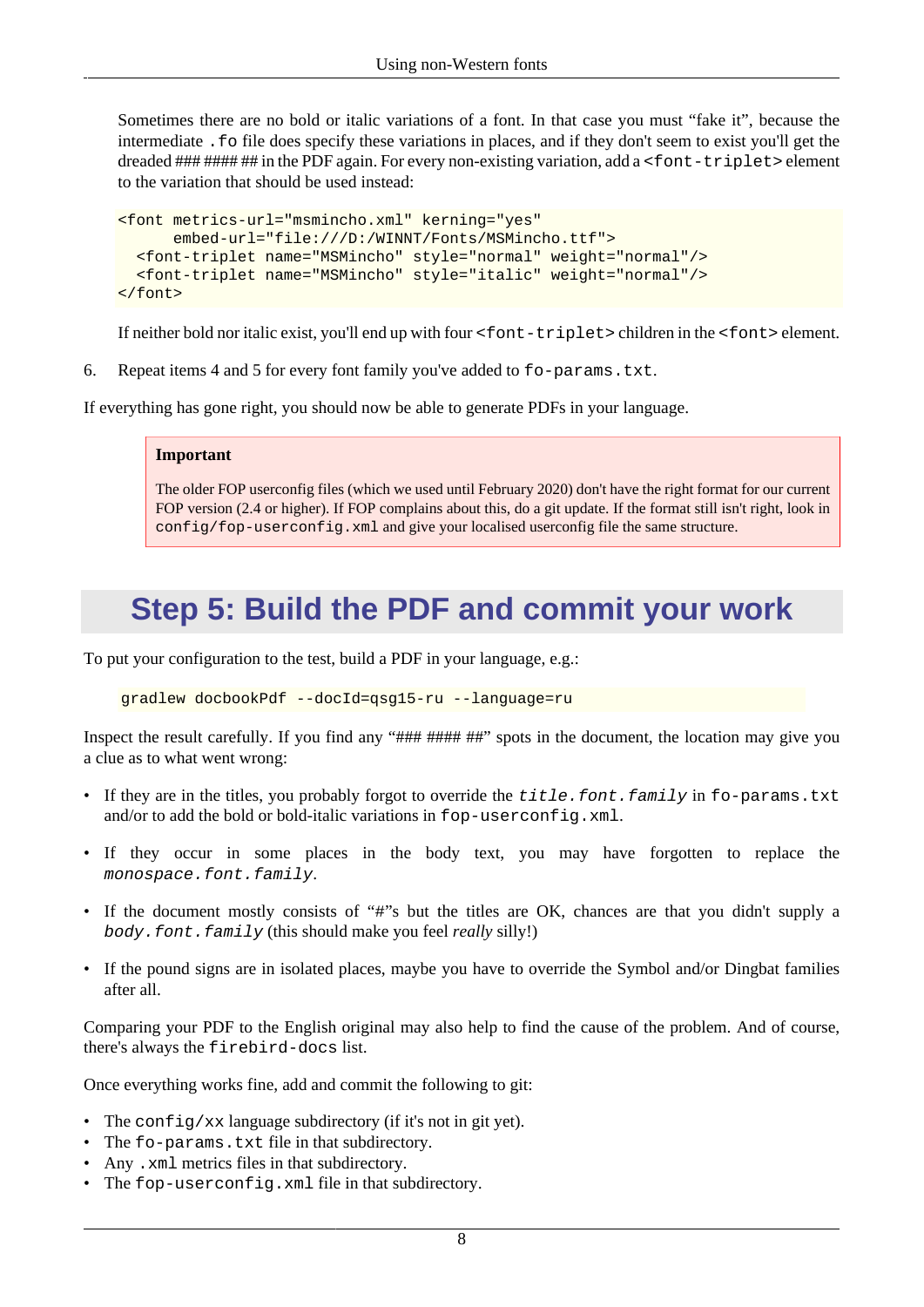Sometimes there are no bold or italic variations of a font. In that case you must "fake it", because the intermediate `.fo` file does specify these variations in places, and if they don't seem to exist you'll get the dreaded ### #### ## in the PDF again. For every non-existing variation, add a `<font-triplet>` element to the variation that should be used instead:

```
<font metrics-url="msmincho.xml" kerning="yes"
      embed-url="file:///D:/WINNT/Fonts/MSMincho.ttf">
  <font-triplet name="MSMincho" style="normal" weight="normal"/>
  <font-triplet name="MSMincho" style="italic" weight="normal"/>
</font>
```

If neither bold nor italic exist, you'll end up with four `<font-triplet>` children in the `<font>` element.

6. Repeat items 4 and 5 for every font family you've added to `fo-params.txt`.

If everything has gone right, you should now be able to generate PDFs in your language.

> **Important**
>
> The older FOP userconfig files (which we used until February 2020) don't have the right format for our current FOP version (2.4 or higher). If FOP complains about this, do a git update. If the format still isn't right, look in `config/fop-userconfig.xml` and give your localised userconfig file the same structure.

# Step 5: Build the PDF and commit your work

To put your configuration to the test, build a PDF in your language, e.g.:

```
gradlew docbookPdf --docId=qsg15-ru --language=ru
```

Inspect the result carefully. If you find any "### #### ##" spots in the document, the location may give you a clue as to what went wrong:

- If they are in the titles, you probably forgot to override the *`title.font.family`* in `fo-params.txt` and/or to add the bold or bold-italic variations in `fop-userconfig.xml`.
- If they occur in some places in the body text, you may have forgotten to replace the *`monospace.font.family`*.
- If the document mostly consists of "#"s but the titles are OK, chances are that you didn't supply a *`body.font.family`* (this should make you feel *really* silly!)
- If the pound signs are in isolated places, maybe you have to override the Symbol and/or Dingbat families after all.

Comparing your PDF to the English original may also help to find the cause of the problem. And of course, there's always the `firebird-docs` list.

Once everything works fine, add and commit the following to git:

- The `config/xx` language subdirectory (if it's not in git yet).
- The `fo-params.txt` file in that subdirectory.
- Any `.xml` metrics files in that subdirectory.
- The `fop-userconfig.xml` file in that subdirectory.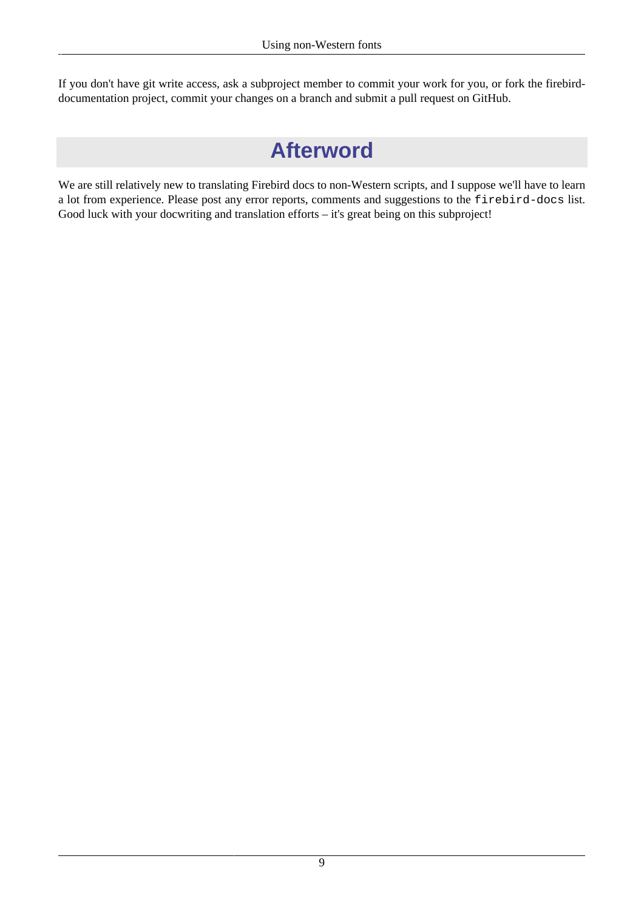If you don't have git write access, ask a subproject member to commit your work for you, or fork the firebird-documentation project, commit your changes on a branch and submit a pull request on GitHub.

# Afterword

We are still relatively new to translating Firebird docs to non-Western scripts, and I suppose we'll have to learn a lot from experience. Please post any error reports, comments and suggestions to the `firebird-docs` list. Good luck with your docwriting and translation efforts – it's great being on this subproject!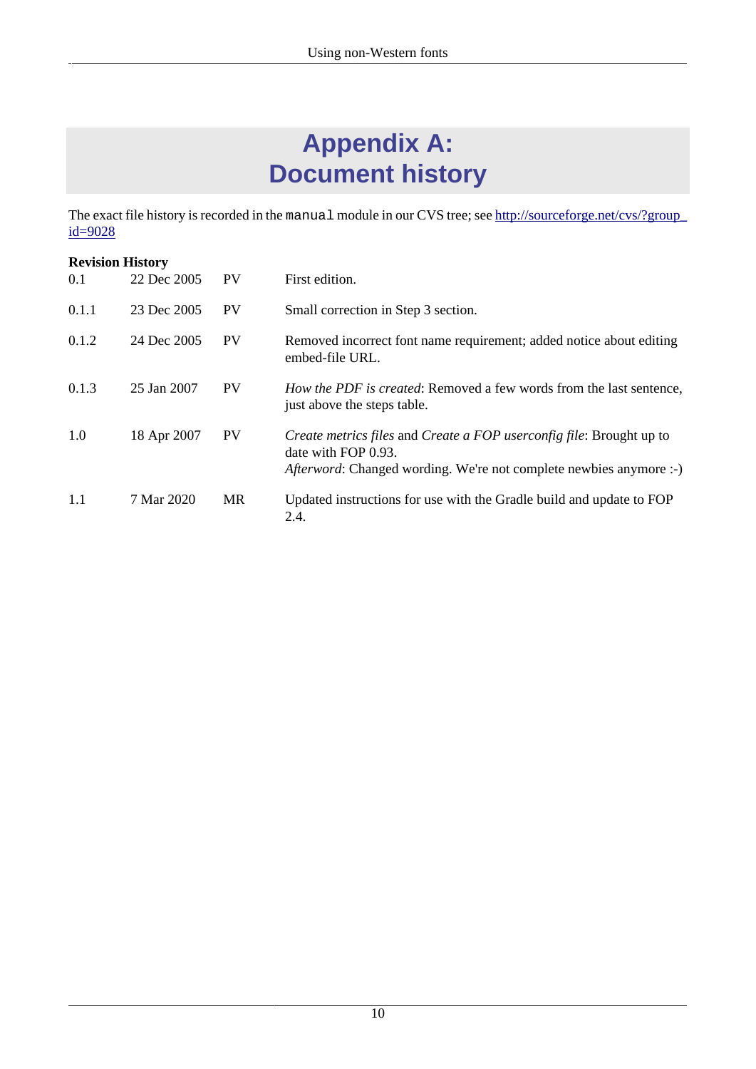# Appendix A: Document history

The exact file history is recorded in the `manual` module in our CVS tree; see [http://sourceforge.net/cvs/?group_id=9028](http://sourceforge.net/cvs/?group_id=9028)

**Revision History**

| | | | |
|---|---|---|---|
| 0.1 | 22 Dec 2005 | PV | First edition. |
| 0.1.1 | 23 Dec 2005 | PV | Small correction in Step 3 section. |
| 0.1.2 | 24 Dec 2005 | PV | Removed incorrect font name requirement; added notice about editing embed-file URL. |
| 0.1.3 | 25 Jan 2007 | PV | *How the PDF is created*: Removed a few words from the last sentence, just above the steps table. |
| 1.0 | 18 Apr 2007 | PV | *Create metrics files* and *Create a FOP userconfig file*: Brought up to date with FOP 0.93.<br>*Afterword*: Changed wording. We're not complete newbies anymore :-) |
| 1.1 | 7 Mar 2020 | MR | Updated instructions for use with the Gradle build and update to FOP 2.4. |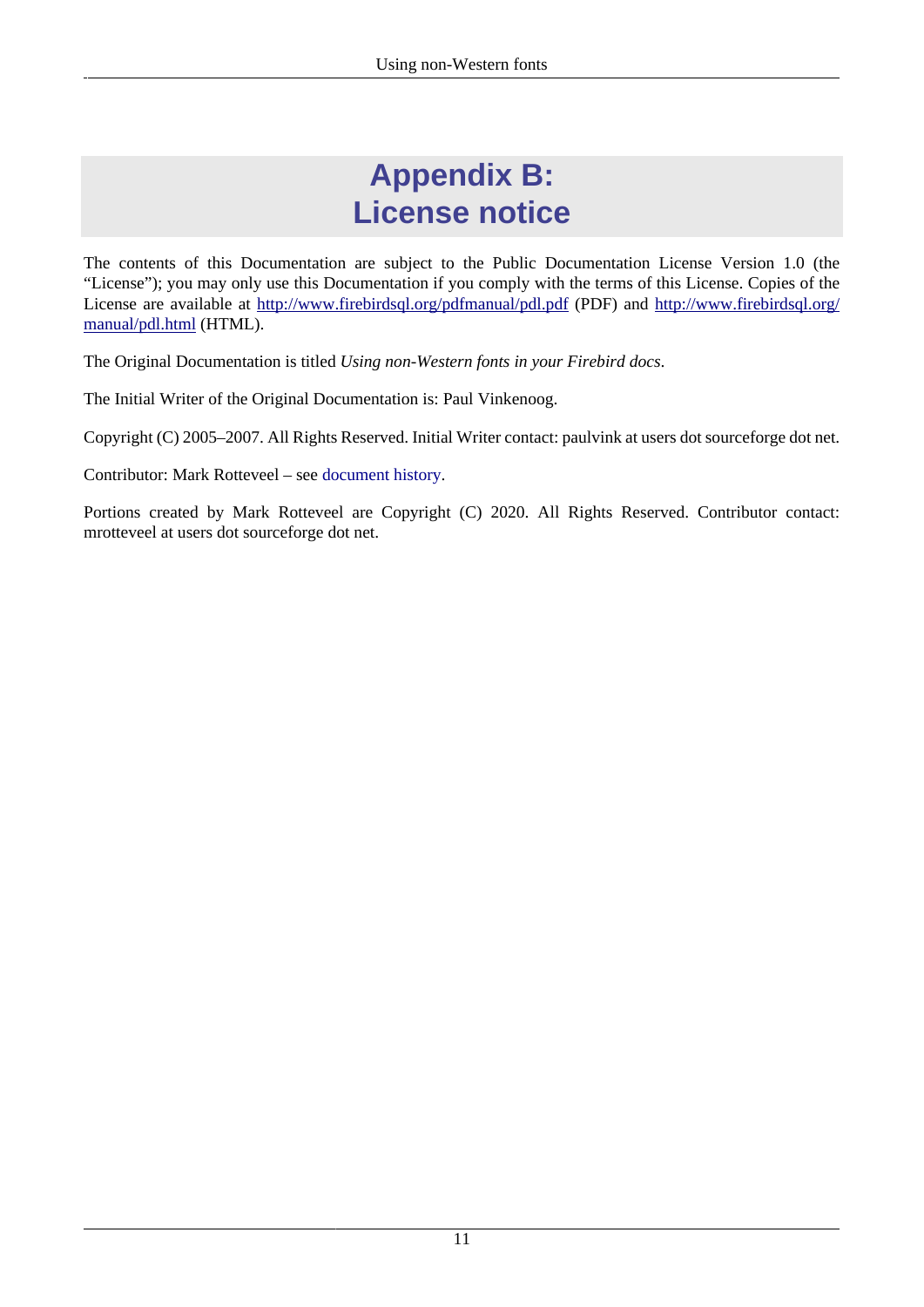# Appendix B: License notice

The contents of this Documentation are subject to the Public Documentation License Version 1.0 (the “License”); you may only use this Documentation if you comply with the terms of this License. Copies of the License are available at http://www.firebirdsql.org/pdfmanual/pdl.pdf (PDF) and http://www.firebirdsql.org/manual/pdl.html (HTML).

The Original Documentation is titled *Using non-Western fonts in your Firebird docs*.

The Initial Writer of the Original Documentation is: Paul Vinkenoog.

Copyright (C) 2005–2007. All Rights Reserved. Initial Writer contact: paulvink at users dot sourceforge dot net.

Contributor: Mark Rotteveel – see document history.

Portions created by Mark Rotteveel are Copyright (C) 2020. All Rights Reserved. Contributor contact: mrotteveel at users dot sourceforge dot net.